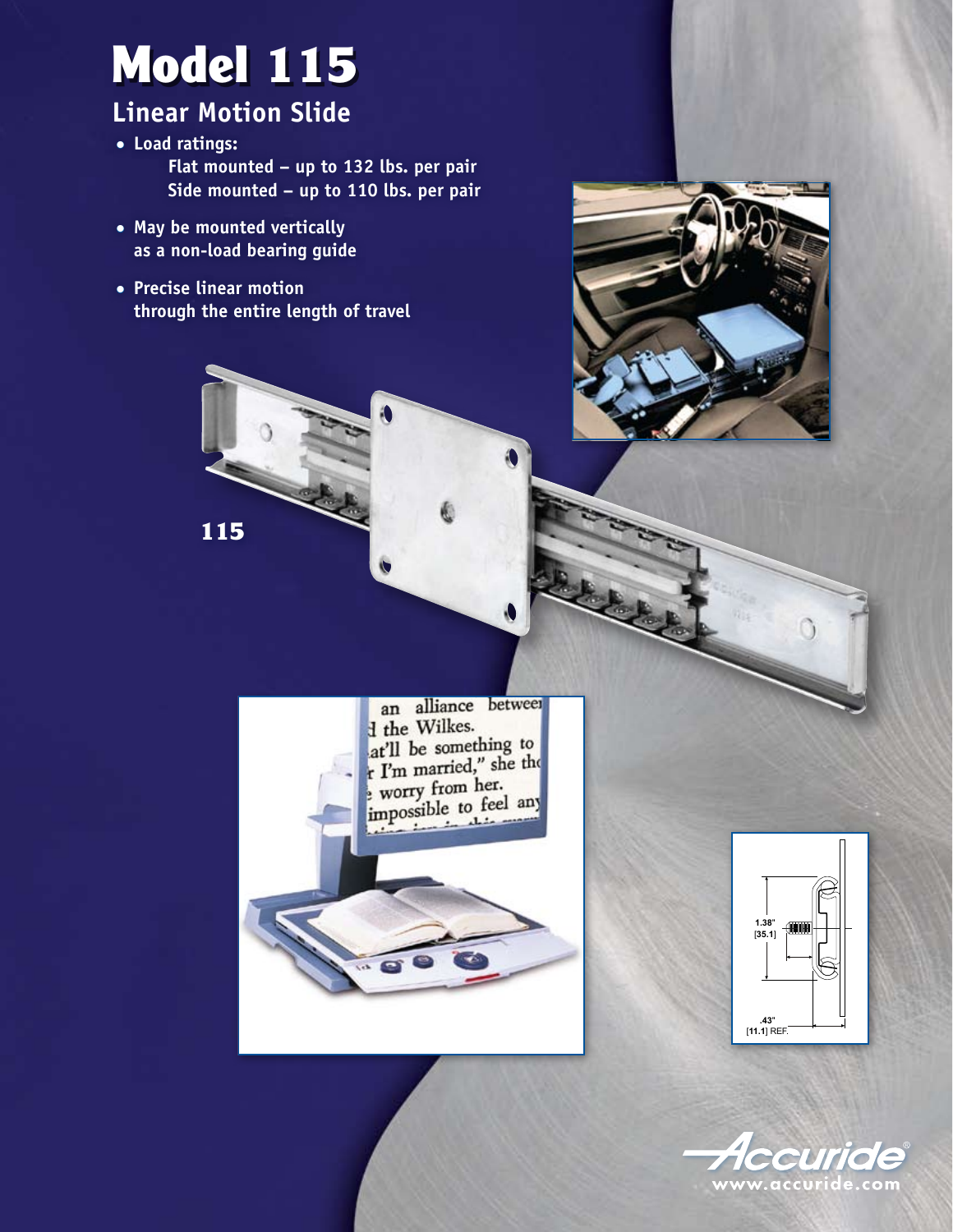# Model 115

## Linear Motion Slide

- **Load ratings:**
  **Flat mounted – up to 132 lbs. per pair**
  **Side mounted – up to 110 lbs. per pair**
- **May be mounted vertically as a non-load bearing guide**
- **Precise linear motion through the entire length of travel**

**115**

1.38" [35.1]

.43" [11.1] REF.

Accuride®
www.accuride.com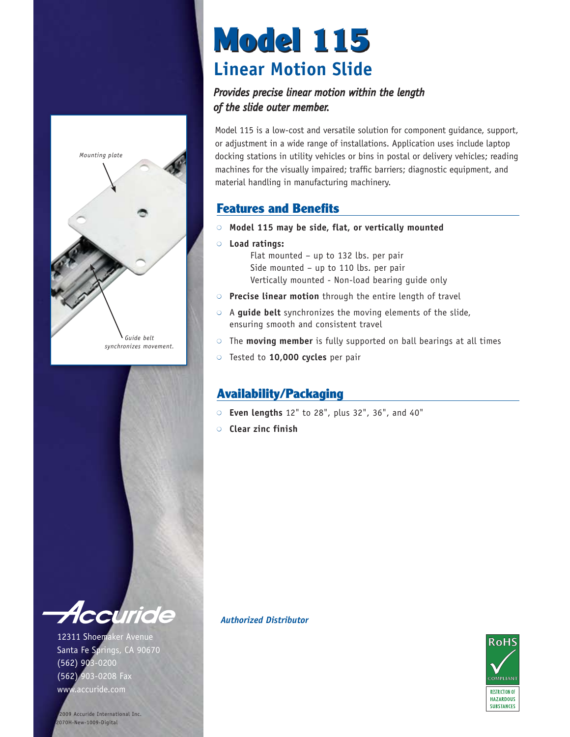# Model 115

## Linear Motion Slide

*Provides precise linear motion within the length of the slide outer member.*

Mounting plate

Guide belt synchronizes movement.

Model 115 is a low-cost and versatile solution for component guidance, support, or adjustment in a wide range of installations. Application uses include laptop docking stations in utility vehicles or bins in postal or delivery vehicles; reading machines for the visually impaired; traffic barriers; diagnostic equipment, and material handling in manufacturing machinery.

### Features and Benefits

- **Model 115 may be side, flat, or vertically mounted**
- **Load ratings:**
  - Flat mounted – up to 132 lbs. per pair
  - Side mounted – up to 110 lbs. per pair
  - Vertically mounted - Non-load bearing guide only
- **Precise linear motion** through the entire length of travel
- A **guide belt** synchronizes the moving elements of the slide, ensuring smooth and consistent travel
- The **moving member** is fully supported on ball bearings at all times
- Tested to **10,000 cycles** per pair

### Availability/Packaging

- **Even lengths** 12" to 28", plus 32", 36", and 40"
- **Clear zinc finish**

Accuride

12311 Shoemaker Avenue
Santa Fe Springs, CA 90670
(562) 903-0200
(562) 903-0208 Fax
www.accuride.com

*Authorized Distributor*

RoHS COMPLIANT
RESTRICTION OF HAZARDOUS SUBSTANCES

© 2009 Accuride International Inc.
2070H-New-1009-Digital